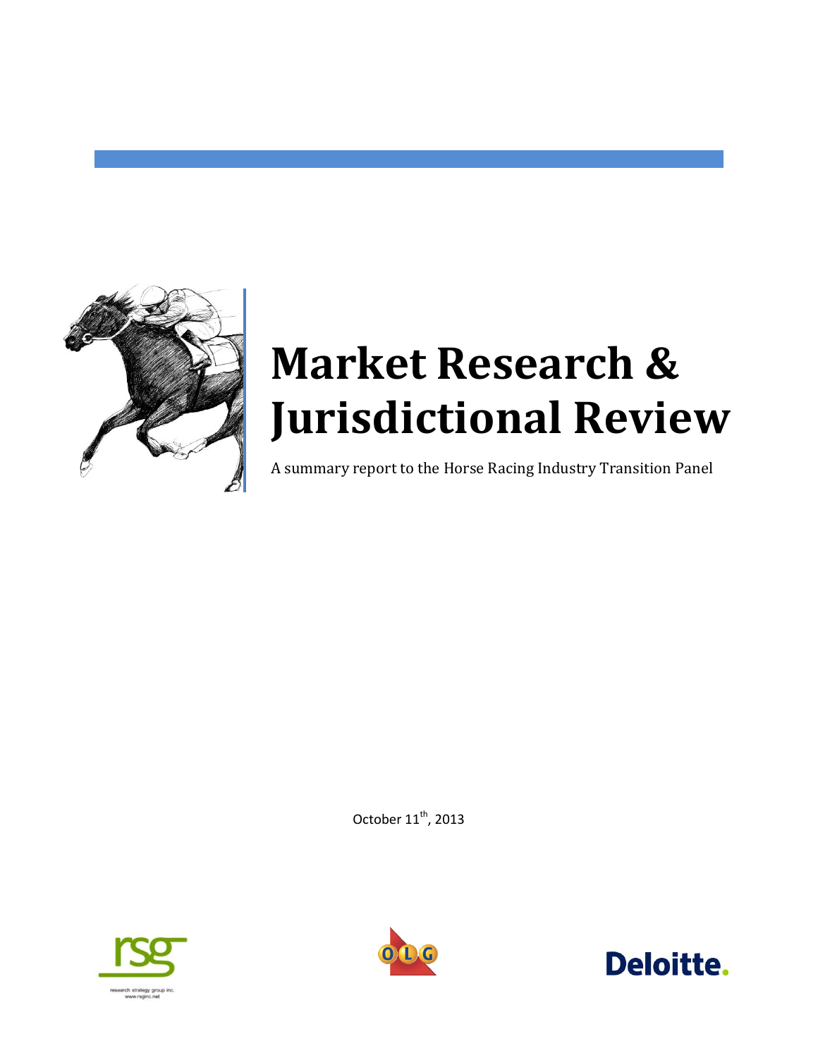# Market Research & Jurisdictional Review

A summary report to the Horse Racing Industry Transition Panel

October 11th, 2013

research strategy group inc.
www.rsginc.net

OLG

Deloitte.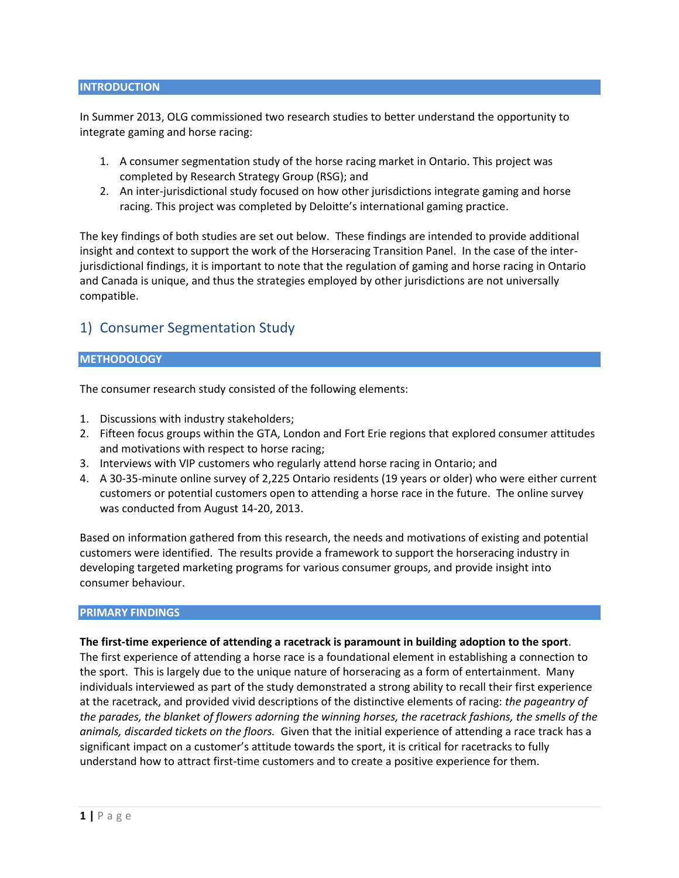## INTRODUCTION

In Summer 2013, OLG commissioned two research studies to better understand the opportunity to integrate gaming and horse racing:

1. A consumer segmentation study of the horse racing market in Ontario. This project was completed by Research Strategy Group (RSG); and
2. An inter-jurisdictional study focused on how other jurisdictions integrate gaming and horse racing. This project was completed by Deloitte's international gaming practice.

The key findings of both studies are set out below. These findings are intended to provide additional insight and context to support the work of the Horseracing Transition Panel. In the case of the inter-jurisdictional findings, it is important to note that the regulation of gaming and horse racing in Ontario and Canada is unique, and thus the strategies employed by other jurisdictions are not universally compatible.

# 1) Consumer Segmentation Study

## METHODOLOGY

The consumer research study consisted of the following elements:

1. Discussions with industry stakeholders;
2. Fifteen focus groups within the GTA, London and Fort Erie regions that explored consumer attitudes and motivations with respect to horse racing;
3. Interviews with VIP customers who regularly attend horse racing in Ontario; and
4. A 30-35-minute online survey of 2,225 Ontario residents (19 years or older) who were either current customers or potential customers open to attending a horse race in the future. The online survey was conducted from August 14-20, 2013.

Based on information gathered from this research, the needs and motivations of existing and potential customers were identified. The results provide a framework to support the horseracing industry in developing targeted marketing programs for various consumer groups, and provide insight into consumer behaviour.

## PRIMARY FINDINGS

**The first-time experience of attending a racetrack is paramount in building adoption to the sport**. The first experience of attending a horse race is a foundational element in establishing a connection to the sport. This is largely due to the unique nature of horseracing as a form of entertainment. Many individuals interviewed as part of the study demonstrated a strong ability to recall their first experience at the racetrack, and provided vivid descriptions of the distinctive elements of racing: *the pageantry of the parades, the blanket of flowers adorning the winning horses, the racetrack fashions, the smells of the animals, discarded tickets on the floors.* Given that the initial experience of attending a race track has a significant impact on a customer's attitude towards the sport, it is critical for racetracks to fully understand how to attract first-time customers and to create a positive experience for them.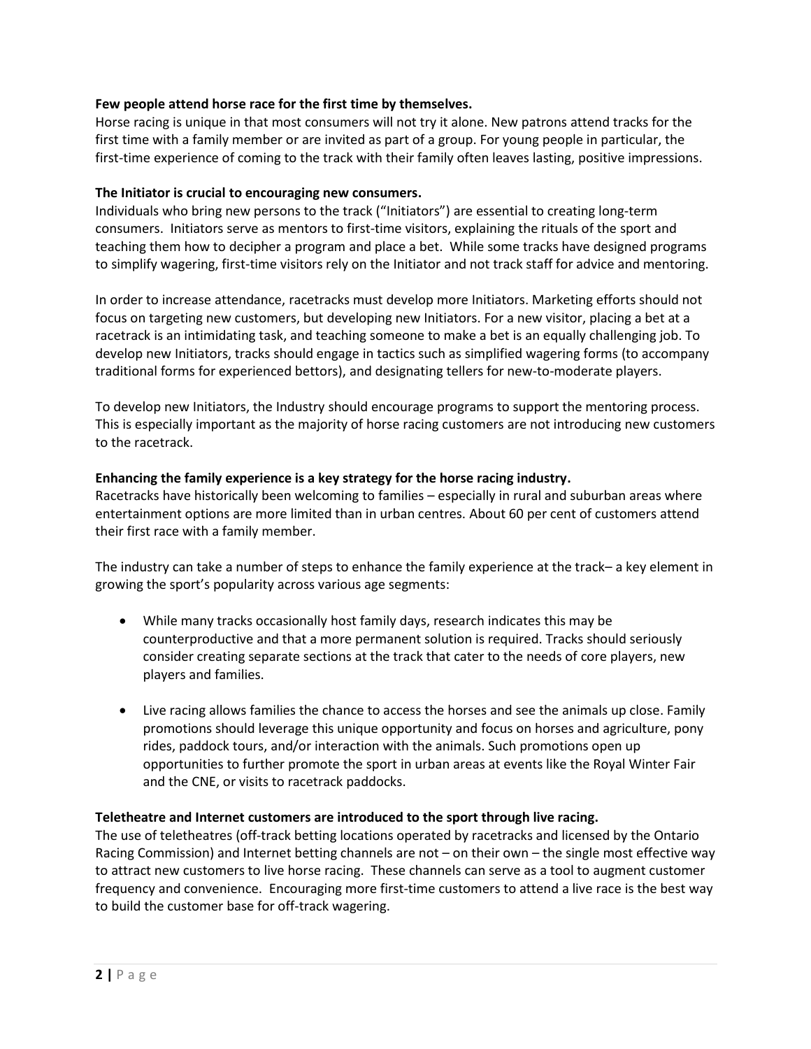**Few people attend horse race for the first time by themselves.**

Horse racing is unique in that most consumers will not try it alone. New patrons attend tracks for the first time with a family member or are invited as part of a group. For young people in particular, the first-time experience of coming to the track with their family often leaves lasting, positive impressions.

**The Initiator is crucial to encouraging new consumers.**

Individuals who bring new persons to the track ("Initiators") are essential to creating long-term consumers. Initiators serve as mentors to first-time visitors, explaining the rituals of the sport and teaching them how to decipher a program and place a bet. While some tracks have designed programs to simplify wagering, first-time visitors rely on the Initiator and not track staff for advice and mentoring.

In order to increase attendance, racetracks must develop more Initiators. Marketing efforts should not focus on targeting new customers, but developing new Initiators. For a new visitor, placing a bet at a racetrack is an intimidating task, and teaching someone to make a bet is an equally challenging job. To develop new Initiators, tracks should engage in tactics such as simplified wagering forms (to accompany traditional forms for experienced bettors), and designating tellers for new-to-moderate players.

To develop new Initiators, the Industry should encourage programs to support the mentoring process. This is especially important as the majority of horse racing customers are not introducing new customers to the racetrack.

**Enhancing the family experience is a key strategy for the horse racing industry.**

Racetracks have historically been welcoming to families – especially in rural and suburban areas where entertainment options are more limited than in urban centres. About 60 per cent of customers attend their first race with a family member.

The industry can take a number of steps to enhance the family experience at the track– a key element in growing the sport's popularity across various age segments:

- While many tracks occasionally host family days, research indicates this may be counterproductive and that a more permanent solution is required. Tracks should seriously consider creating separate sections at the track that cater to the needs of core players, new players and families.

- Live racing allows families the chance to access the horses and see the animals up close. Family promotions should leverage this unique opportunity and focus on horses and agriculture, pony rides, paddock tours, and/or interaction with the animals. Such promotions open up opportunities to further promote the sport in urban areas at events like the Royal Winter Fair and the CNE, or visits to racetrack paddocks.

**Teletheatre and Internet customers are introduced to the sport through live racing.**

The use of teletheatres (off-track betting locations operated by racetracks and licensed by the Ontario Racing Commission) and Internet betting channels are not – on their own – the single most effective way to attract new customers to live horse racing. These channels can serve as a tool to augment customer frequency and convenience. Encouraging more first-time customers to attend a live race is the best way to build the customer base for off-track wagering.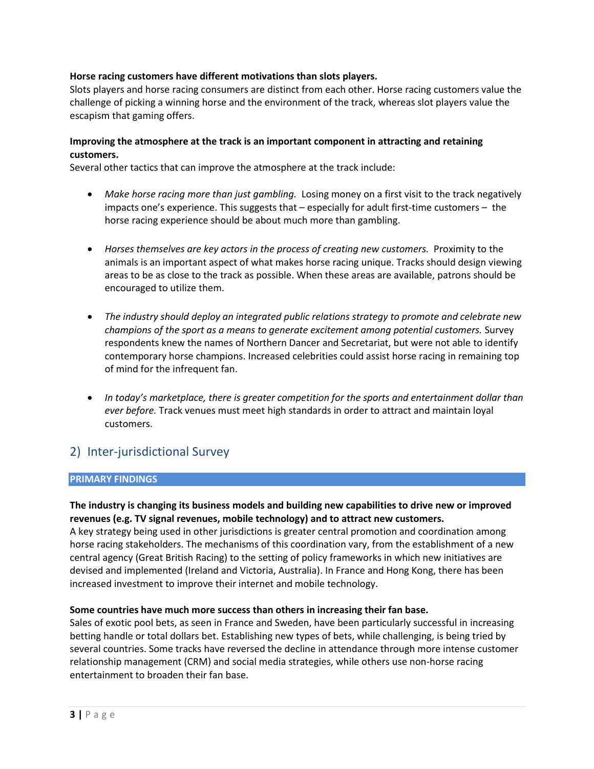**Horse racing customers have different motivations than slots players.**
Slots players and horse racing consumers are distinct from each other. Horse racing customers value the challenge of picking a winning horse and the environment of the track, whereas slot players value the escapism that gaming offers.

**Improving the atmosphere at the track is an important component in attracting and retaining customers.**
Several other tactics that can improve the atmosphere at the track include:

- *Make horse racing more than just gambling.* Losing money on a first visit to the track negatively impacts one's experience. This suggests that – especially for adult first-time customers – the horse racing experience should be about much more than gambling.

- *Horses themselves are key actors in the process of creating new customers.* Proximity to the animals is an important aspect of what makes horse racing unique. Tracks should design viewing areas to be as close to the track as possible. When these areas are available, patrons should be encouraged to utilize them.

- *The industry should deploy an integrated public relations strategy to promote and celebrate new champions of the sport as a means to generate excitement among potential customers.* Survey respondents knew the names of Northern Dancer and Secretariat, but were not able to identify contemporary horse champions. Increased celebrities could assist horse racing in remaining top of mind for the infrequent fan.

- *In today's marketplace, there is greater competition for the sports and entertainment dollar than ever before.* Track venues must meet high standards in order to attract and maintain loyal customers.

## 2) Inter-jurisdictional Survey

### PRIMARY FINDINGS

**The industry is changing its business models and building new capabilities to drive new or improved revenues (e.g. TV signal revenues, mobile technology) and to attract new customers.**
A key strategy being used in other jurisdictions is greater central promotion and coordination among horse racing stakeholders. The mechanisms of this coordination vary, from the establishment of a new central agency (Great British Racing) to the setting of policy frameworks in which new initiatives are devised and implemented (Ireland and Victoria, Australia). In France and Hong Kong, there has been increased investment to improve their internet and mobile technology.

**Some countries have much more success than others in increasing their fan base.**
Sales of exotic pool bets, as seen in France and Sweden, have been particularly successful in increasing betting handle or total dollars bet. Establishing new types of bets, while challenging, is being tried by several countries. Some tracks have reversed the decline in attendance through more intense customer relationship management (CRM) and social media strategies, while others use non-horse racing entertainment to broaden their fan base.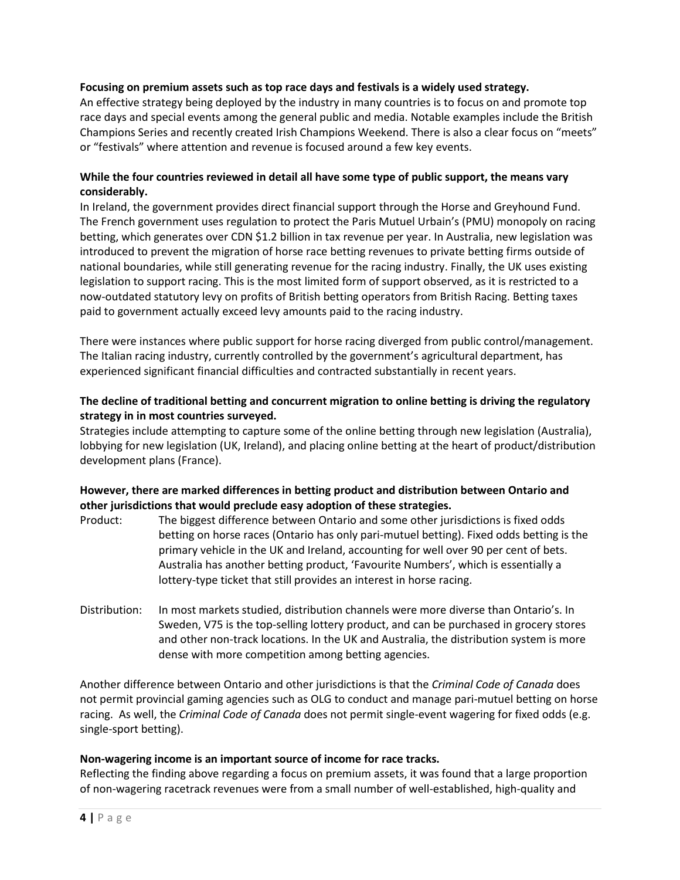**Focusing on premium assets such as top race days and festivals is a widely used strategy.**

An effective strategy being deployed by the industry in many countries is to focus on and promote top race days and special events among the general public and media. Notable examples include the British Champions Series and recently created Irish Champions Weekend. There is also a clear focus on "meets" or "festivals" where attention and revenue is focused around a few key events.

**While the four countries reviewed in detail all have some type of public support, the means vary considerably.**

In Ireland, the government provides direct financial support through the Horse and Greyhound Fund. The French government uses regulation to protect the Paris Mutuel Urbain's (PMU) monopoly on racing betting, which generates over CDN $1.2 billion in tax revenue per year. In Australia, new legislation was introduced to prevent the migration of horse race betting revenues to private betting firms outside of national boundaries, while still generating revenue for the racing industry. Finally, the UK uses existing legislation to support racing. This is the most limited form of support observed, as it is restricted to a now-outdated statutory levy on profits of British betting operators from British Racing. Betting taxes paid to government actually exceed levy amounts paid to the racing industry.

There were instances where public support for horse racing diverged from public control/management. The Italian racing industry, currently controlled by the government's agricultural department, has experienced significant financial difficulties and contracted substantially in recent years.

**The decline of traditional betting and concurrent migration to online betting is driving the regulatory strategy in in most countries surveyed.**

Strategies include attempting to capture some of the online betting through new legislation (Australia), lobbying for new legislation (UK, Ireland), and placing online betting at the heart of product/distribution development plans (France).

**However, there are marked differences in betting product and distribution between Ontario and other jurisdictions that would preclude easy adoption of these strategies.**

Product: The biggest difference between Ontario and some other jurisdictions is fixed odds betting on horse races (Ontario has only pari-mutuel betting). Fixed odds betting is the primary vehicle in the UK and Ireland, accounting for well over 90 per cent of bets. Australia has another betting product, 'Favourite Numbers', which is essentially a lottery-type ticket that still provides an interest in horse racing.

Distribution: In most markets studied, distribution channels were more diverse than Ontario's. In Sweden, V75 is the top-selling lottery product, and can be purchased in grocery stores and other non-track locations. In the UK and Australia, the distribution system is more dense with more competition among betting agencies.

Another difference between Ontario and other jurisdictions is that the *Criminal Code of Canada* does not permit provincial gaming agencies such as OLG to conduct and manage pari-mutuel betting on horse racing. As well, the *Criminal Code of Canada* does not permit single-event wagering for fixed odds (e.g. single-sport betting).

**Non-wagering income is an important source of income for race tracks.**

Reflecting the finding above regarding a focus on premium assets, it was found that a large proportion of non-wagering racetrack revenues were from a small number of well-established, high-quality and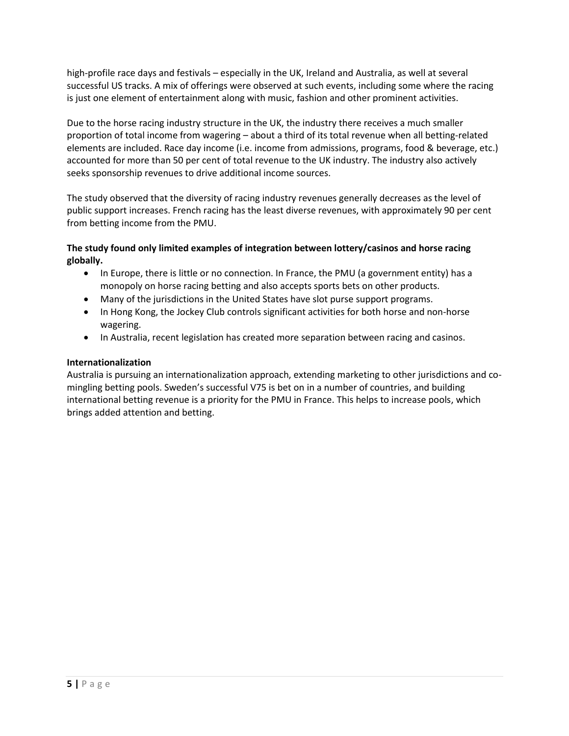high-profile race days and festivals – especially in the UK, Ireland and Australia, as well at several successful US tracks. A mix of offerings were observed at such events, including some where the racing is just one element of entertainment along with music, fashion and other prominent activities.

Due to the horse racing industry structure in the UK, the industry there receives a much smaller proportion of total income from wagering – about a third of its total revenue when all betting-related elements are included. Race day income (i.e. income from admissions, programs, food & beverage, etc.) accounted for more than 50 per cent of total revenue to the UK industry. The industry also actively seeks sponsorship revenues to drive additional income sources.

The study observed that the diversity of racing industry revenues generally decreases as the level of public support increases. French racing has the least diverse revenues, with approximately 90 per cent from betting income from the PMU.

**The study found only limited examples of integration between lottery/casinos and horse racing globally.**

- In Europe, there is little or no connection. In France, the PMU (a government entity) has a monopoly on horse racing betting and also accepts sports bets on other products.
- Many of the jurisdictions in the United States have slot purse support programs.
- In Hong Kong, the Jockey Club controls significant activities for both horse and non-horse wagering.
- In Australia, recent legislation has created more separation between racing and casinos.

**Internationalization**

Australia is pursuing an internationalization approach, extending marketing to other jurisdictions and co-mingling betting pools. Sweden's successful V75 is bet on in a number of countries, and building international betting revenue is a priority for the PMU in France. This helps to increase pools, which brings added attention and betting.